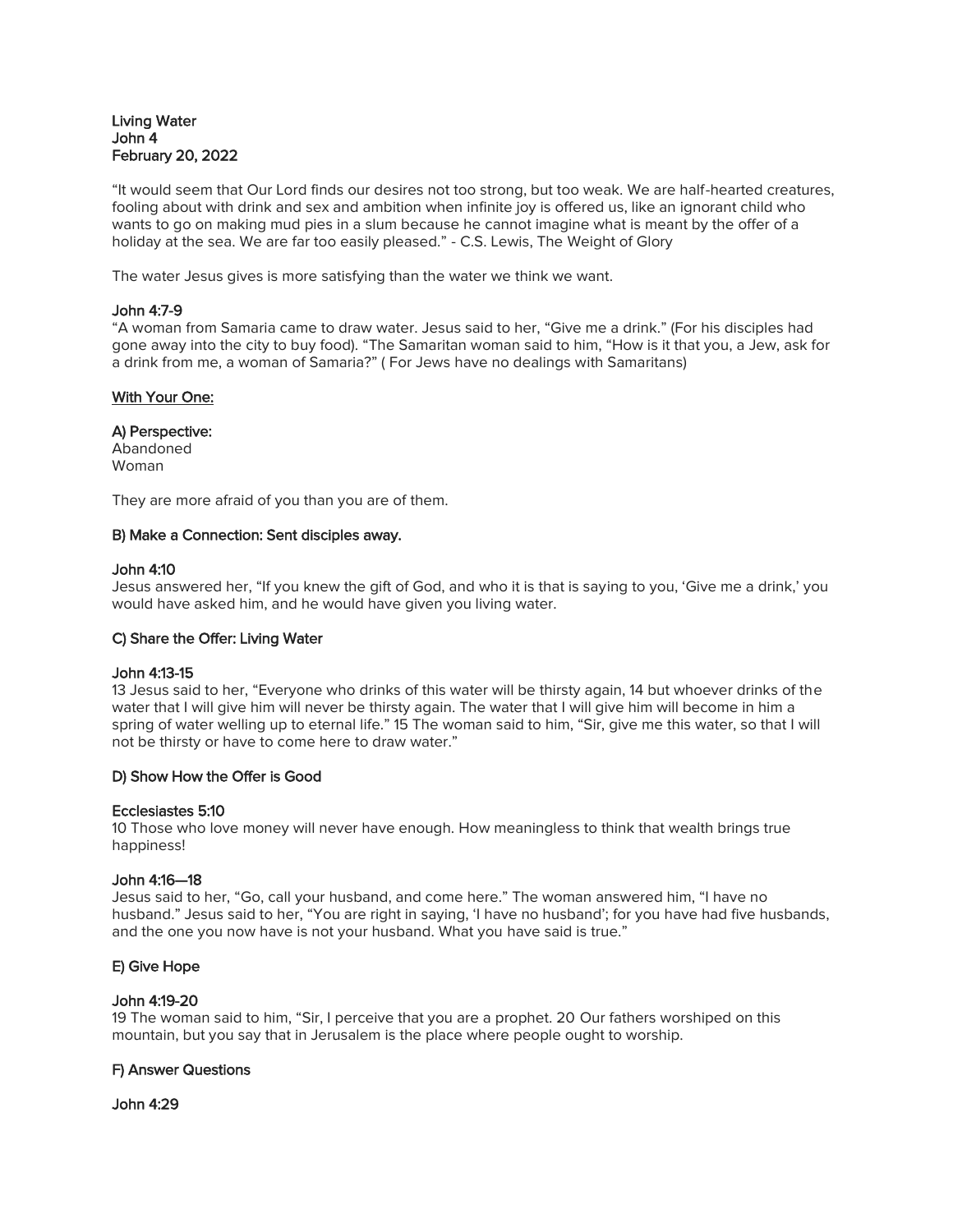**Living Water**
**John 4**
**February 20, 2022**

"It would seem that Our Lord finds our desires not too strong, but too weak. We are half-hearted creatures, fooling about with drink and sex and ambition when infinite joy is offered us, like an ignorant child who wants to go on making mud pies in a slum because he cannot imagine what is meant by the offer of a holiday at the sea. We are far too easily pleased." - C.S. Lewis, The Weight of Glory

The water Jesus gives is more satisfying than the water we think we want.

**John 4:7-9**
"A woman from Samaria came to draw water. Jesus said to her, "Give me a drink." (For his disciples had gone away into the city to buy food). "The Samaritan woman said to him, "How is it that you, a Jew, ask for a drink from me, a woman of Samaria?" ( For Jews have no dealings with Samaritans)

**With Your One:**

**A) Perspective:**
Abandoned
Woman

They are more afraid of you than you are of them.

**B) Make a Connection: Sent disciples away.**

**John 4:10**
Jesus answered her, "If you knew the gift of God, and who it is that is saying to you, 'Give me a drink,' you would have asked him, and he would have given you living water.

**C) Share the Offer: Living Water**

**John 4:13-15**
13 Jesus said to her, "Everyone who drinks of this water will be thirsty again, 14 but whoever drinks of the water that I will give him will never be thirsty again. The water that I will give him will become in him a spring of water welling up to eternal life." 15 The woman said to him, "Sir, give me this water, so that I will not be thirsty or have to come here to draw water."

**D) Show How the Offer is Good**

**Ecclesiastes 5:10**
10 Those who love money will never have enough. How meaningless to think that wealth brings true happiness!

**John 4:16—18**
Jesus said to her, "Go, call your husband, and come here." The woman answered him, "I have no husband." Jesus said to her, "You are right in saying, 'I have no husband'; for you have had five husbands, and the one you now have is not your husband. What you have said is true."

**E) Give Hope**

**John 4:19-20**
19 The woman said to him, "Sir, I perceive that you are a prophet. 20 Our fathers worshiped on this mountain, but you say that in Jerusalem is the place where people ought to worship.

**F) Answer Questions**

**John 4:29**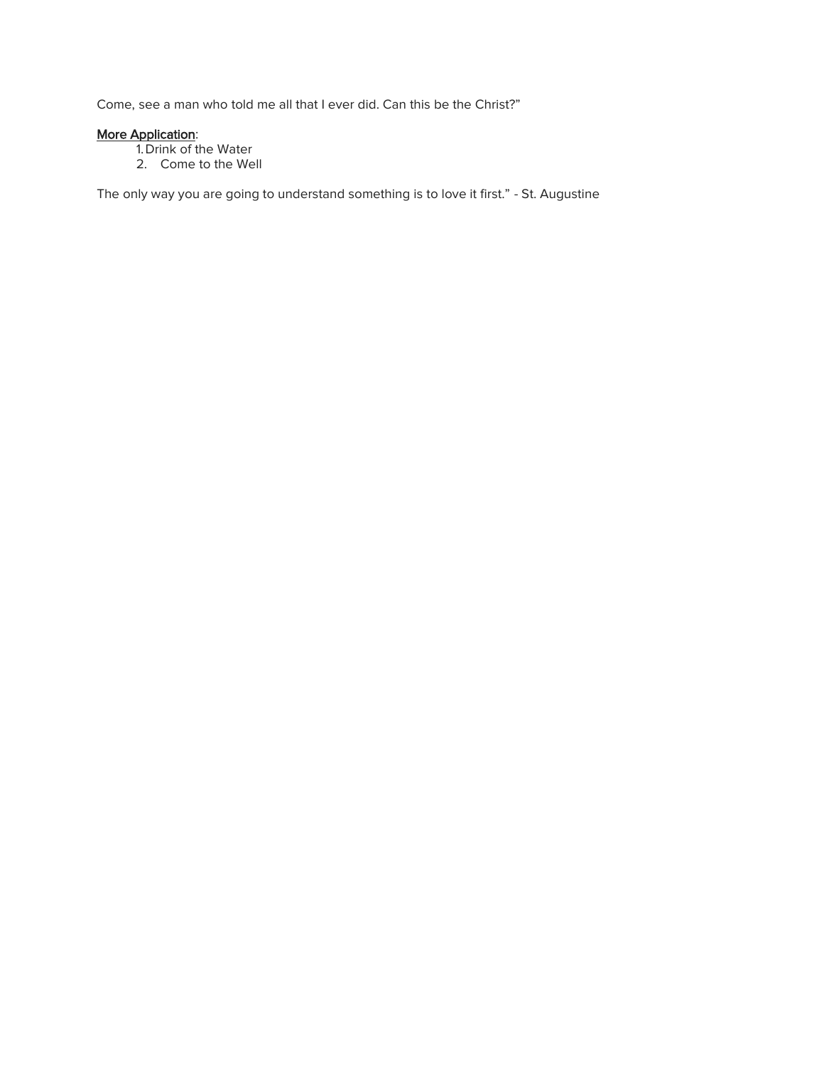Come, see a man who told me all that I ever did. Can this be the Christ?"

<u>More Application</u>:

1. Drink of the Water
2. Come to the Well

The only way you are going to understand something is to love it first." - St. Augustine